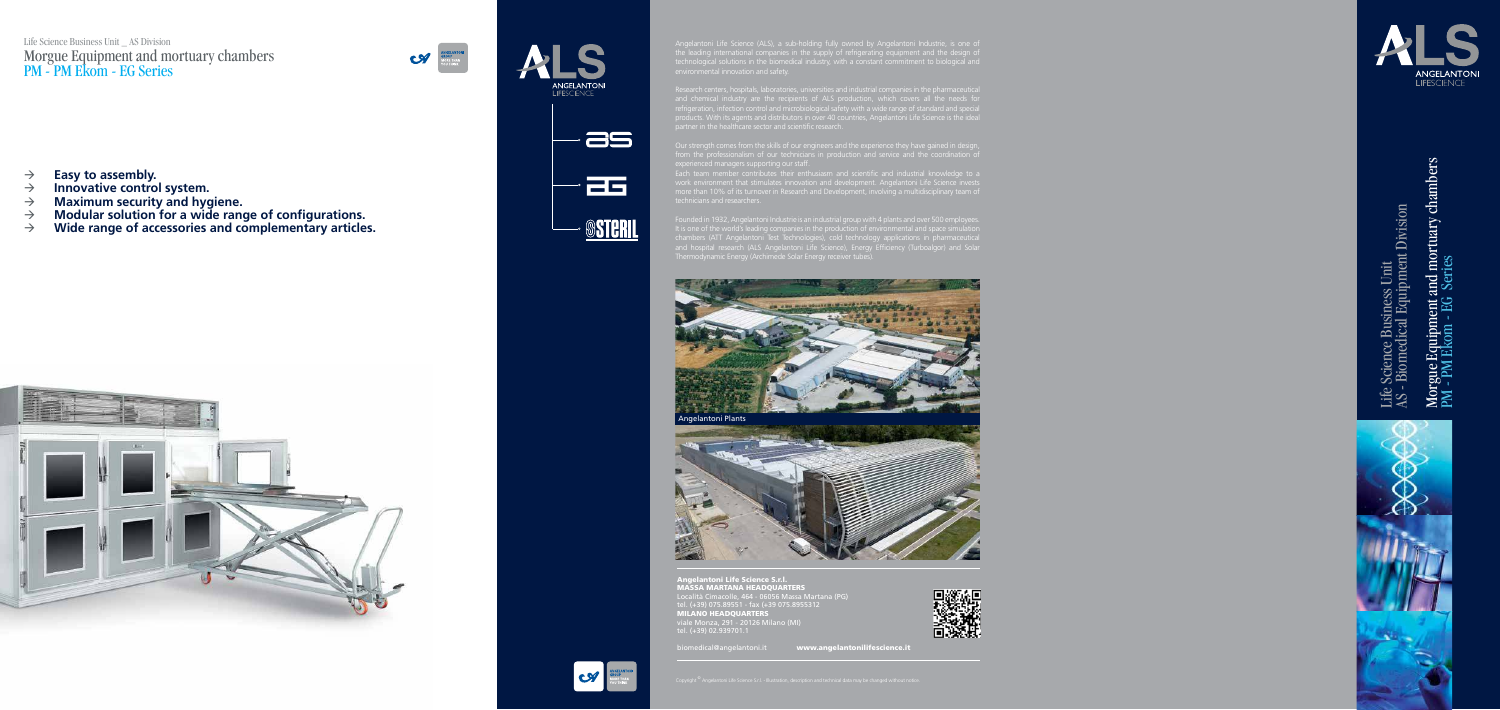Life Science Business Unit _ AS Division

# Morgue Equipment and mortuary chambers
## PM - PM Ekom - EG Series

- → **Easy to assembly.**
- → **Innovative control system.**
- → **Maximum security and hygiene.**
- → **Modular solution for a wide range of configurations.**
- → **Wide range of accessories and complementary articles.**

Angelantoni Life Science (ALS), a sub-holding fully owned by Angelantoni Industrie, is one of the leading international companies in the supply of refrigerating equipment and the design of technological solutions in the biomedical industry, with a constant commitment to biological and environmental innovation and safety.

Research centers, hospitals, laboratories, universities and industrial companies in the pharmaceutical and chemical industry are the recipients of ALS production, which covers all the needs for refrigeration, infection control and microbiological safety with a wide range of standard and special products. With its agents and distributors in over 40 countries, Angelantoni Life Science is the ideal partner in the healthcare sector and scientific research.

Our strength comes from the skills of our engineers and the experience they have gained in design, from the professionalism of our technicians in production and service and the coordination of experienced managers supporting our staff.

Each team member contributes their enthusiasm and scientific and industrial knowledge to a work environment that stimulates innovation and development. Angelantoni Life Science invests more than 10% of its turnover in Research and Development, involving a multidisciplinary team of technicians and researchers.

Founded in 1932, Angelantoni Industrie is an industrial group with 4 plants and over 500 employees. It is one of the world's leading companies in the production of environmental and space simulation chambers (ATT Angelantoni Test Technologies), cold technology applications in pharmaceutical and hospital research (ALS Angelantoni Life Science), Energy Efficiency (Turboalgor) and Solar Thermodynamic Energy (Archimede Solar Energy receiver tubes).

Angelantoni Plants

**Angelantoni Life Science S.r.l.**
**MASSA MARTANA HEADQUARTERS**
Località Cimacolle, 464 - 06056 Massa Martana (PG)
tel. (+39) 075.89551 - fax (+39 075.8955312
**MILANO HEADQUARTERS**
viale Monza, 291 - 20126 Milano (MI)
tel. (+39) 02.939701.1

biomedical@angelantoni.it **www.angelantonilifescience.it**

Copyright © Angelantoni Life Science S.r.l. - Illustration, description and technical data may be changed without notice.

Life Science Business Unit
AS - Biomedical Equipment Division

Morgue Equipment and mortuary chambers
PM - PM Ekom - EG Series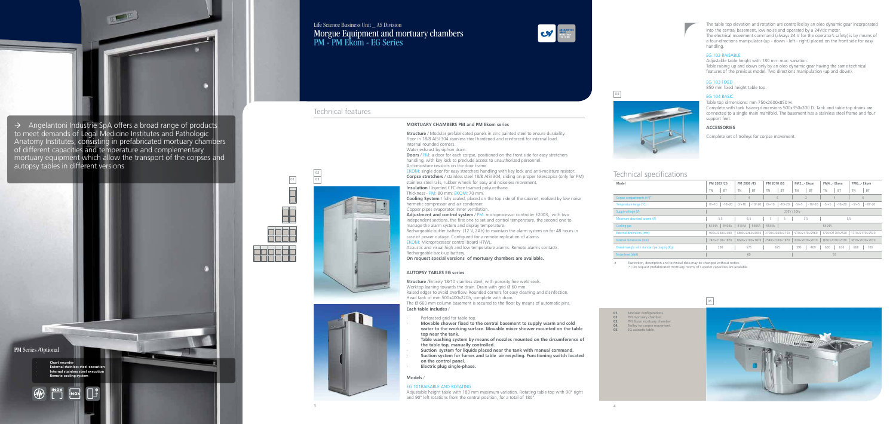Life Science Business Unit _ AS Division
# Morgue Equipment and mortuary chambers
## PM - PM Ekom - EG Series

→ Angelantoni Industrie SpA offers a broad range of products to meet demands of Legal Medicine Institutes and Pathologic Anatomy Institutes, consisting in prefabricated mortuary chambers of different capacities and temperature and complementary mortuary equipment which allow the transport of the corpses and autopsy tables in different versions

### PM Series /Optional

- **Chart recorder**
- **External stainless steel execution**
- **Internal stainless steel execution**
- **Remote cooling system**

## Technical features

### MORTUARY CHAMBERS PM and PM Ekom series

**Structure** / Modular prefabricated panels in zinc painted steel to ensure durability. Floor in 18/8 AISI 304 stainless steel hardened and reinforced for internal load. Internal rounded corners.
Water exhaust by siphon drain.
**Doors** / PM: a door for each corpse, positioned on the front side for easy stretchers handling, with key lock to preclude access to unauthorized personnel.
Anti-moisture resistors on the door frame.
EKOM: single door for easy stretchers handling with key lock and anti-moisture resistor.
**Corpse stretchers** / stainless steel 18/8 AISI 304, sliding on proper telescopics (only for PM) stainless steel rails, rubber wheels for easy and noiseless movement.
**Insulation** / Injected CFC-free foamed polyurethane.
Thickness - PM: 80 mm; EKOM: 70 mm.
**Cooling System** / fully sealed, placed on the top side of the cabinet, realized by low noise hermetic compressor and air condenser.
Copper pipes evaporator. Inner ventilation.
**Adjustment and control system** / PM: microprocessor controller E2003, with two independent sections, the first one to set and control temperature, the second one to manage the alarm system and display temperature.
Rechargeable buffer battery (12 V, 2Ah) to maintain the alarm system on for 48 hours in case of power outage. Configured for a remote replication of alarms.
EKOM: Microprocessor control board HTWL.
Acoustic and visual high and low temperature alarms. Remote alarms contacts.
Rechargeable back-up battery.
**On request special versions of mortuary chambers are available.**

### AUTOPSY TABLES EG series

**Structure** /Entirely 18/10 stainless steel, with porosity free weld seals.
Worktop leaning towards the drain. Drain with grid Ø 60 mm.
Raised edges to avoid overflow. Rounded corners for easy cleaning and disinfection.
Head tank of mm 500x400x220h, complete with drain.
The Ø 660 mm column basement is secured to the floor by means of automatic pins.
**Each table includes** /

- Perforated grid for table top.
- **Movable shower fixed to the central basement to supply warm and cold water to the working surface. Movable mixer shower mounted on the table top near the tank.**
- **Table washing system by means of nozzles mounted on the circumference of the table top, manually controlled.**
- **Suction system for liquids placed near the tank with manual command.**
- **Suction system for fumes and table air recycling. Functioning switch located on the control panel.**
- **Electric plug single-phase.**

**Models** /

EG 101RAISABLE AND ROTATING
Adjustable height table with 180 mm maximum variation. Rotating table top with 90° right and 90° left rotations from the central position, for a total of 180°.

The table top elevation and rotation are controlled by an oleo dynamic gear incorporated into the central basement, low noise and operated by a 24Vdc motor.
The electrical movement command (always 24 V for the operator's safety) is by means of a four-directions manipulator (up - down - left - right) placed on the front side for easy handling.

EG 102 RAISABLE
Adjustable table height with 180 mm max. variation.
Table raising up and down only by an oleo dynamic gear having the same technical features of the previous model. Two directions manipulation (up and down).

EG 103 FIXED
850 mm fixed height table top.

EG 104 BASIC
Table top dimensions: mm 750x2600x850 H.
Complete with tank having dimensions 500x350x200 D. Tank and table top drains are connected to a single main manifold. The basement has stainless steel frame and four support feet.

### ACCESSORIES

Complete set of trolleys for corpse movement.

## Technical specifications

| Model | PM 2003 /2S | | PM 2006 /4S | | PM 2010 /6S | | PM2... - Ekom | | PM4... - Ekom | | PM6... - Ekom | |
|---|---|---|---|---|---|---|---|---|---|---|---|---|
| | TN | BT | TN | BT | TN | BT | TN | BT | TN | BT | TN | BT |
| Corpse compartments (n°)* | 2 | | 4 | | 6 | | 2 | | 4 | | 6 | |
| Temperature range (°C) | 0/+10 | -10/-20 | 0/+10 | -10/-20 | 0/+10 | -10/-20 | -5/+5 | -10/-20 | -5/+5 | -10/-20 | -5/+5 | -10/-20 |
| Supply voltage (V) | 230V / 50Hz | | | | | | | | | | | |
| Maximum absorbed current (A) | 5,5 | | 6,5 | | 7 | 5 | 3,5 | | 5,5 | | | |
| Cooling gas | R134A | R404A | R134A | R404A | R134A | | | | R404A | | | |
| External dimensions (mm) | 900×2260×2030 | | 1800×2260×2030 | | 2700×2260×2150 | | 970×2170×2560 | | 1770×2170×2520 | | 1770×2170×2520 | |
| Internal dimensions (mm) | 740×2100×1870 | | 1640×2100×1870 | | 2540×2100×1870 | | 800×2030×2030 | | 1630×2030×2030 | | 1630×2030×2030 | |
| Overall weight with standard packaging (Kg) | 290 | | 575 | | 675 | | 395 | 409 | 600 | 636 | 668 | 700 |
| Noise level (dBA) | 60 | | | | | | 55 | | | | | |

→ Illustration, description and technical data may be changed without notice.
(*) On request prefabricated mortuary rooms of superior capacities are available.

01. Modular configurations.
02. PM mortuary chamber.
03. PM Ekom mortuary chamber.
04. Trolley for corpse movement.
05. EG autoptic table.